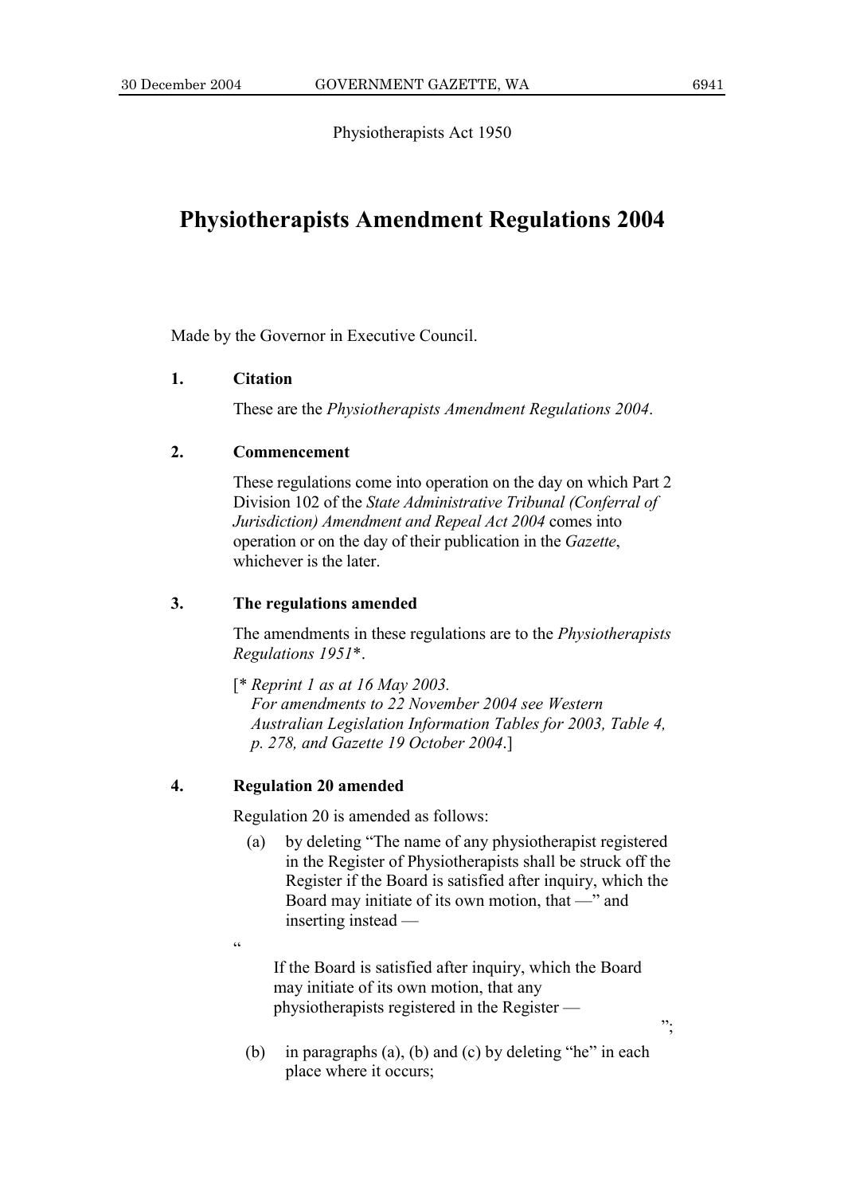Physiotherapists Act 1950

# Physiotherapists Amendment Regulations 2004

Made by the Governor in Executive Council.

### 1. Citation

These are the *Physiotherapists Amendment Regulations 2004*.

### 2. Commencement

These regulations come into operation on the day on which Part 2 Division 102 of the *State Administrative Tribunal (Conferral of Jurisdiction) Amendment and Repeal Act 2004* comes into operation or on the day of their publication in the *Gazette*, whichever is the later.

### 3. The regulations amended

The amendments in these regulations are to the *Physiotherapists Regulations 1951*\*.

[\* *Reprint 1 as at 16 May 2003.*
*For amendments to 22 November 2004 see Western Australian Legislation Information Tables for 2003, Table 4, p. 278, and Gazette 19 October 2004.*]

### 4. Regulation 20 amended

Regulation 20 is amended as follows:

(a) by deleting "The name of any physiotherapist registered in the Register of Physiotherapists shall be struck off the Register if the Board is satisfied after inquiry, which the Board may initiate of its own motion, that —" and inserting instead —

"

If the Board is satisfied after inquiry, which the Board may initiate of its own motion, that any physiotherapists registered in the Register —

";

(b) in paragraphs (a), (b) and (c) by deleting "he" in each place where it occurs;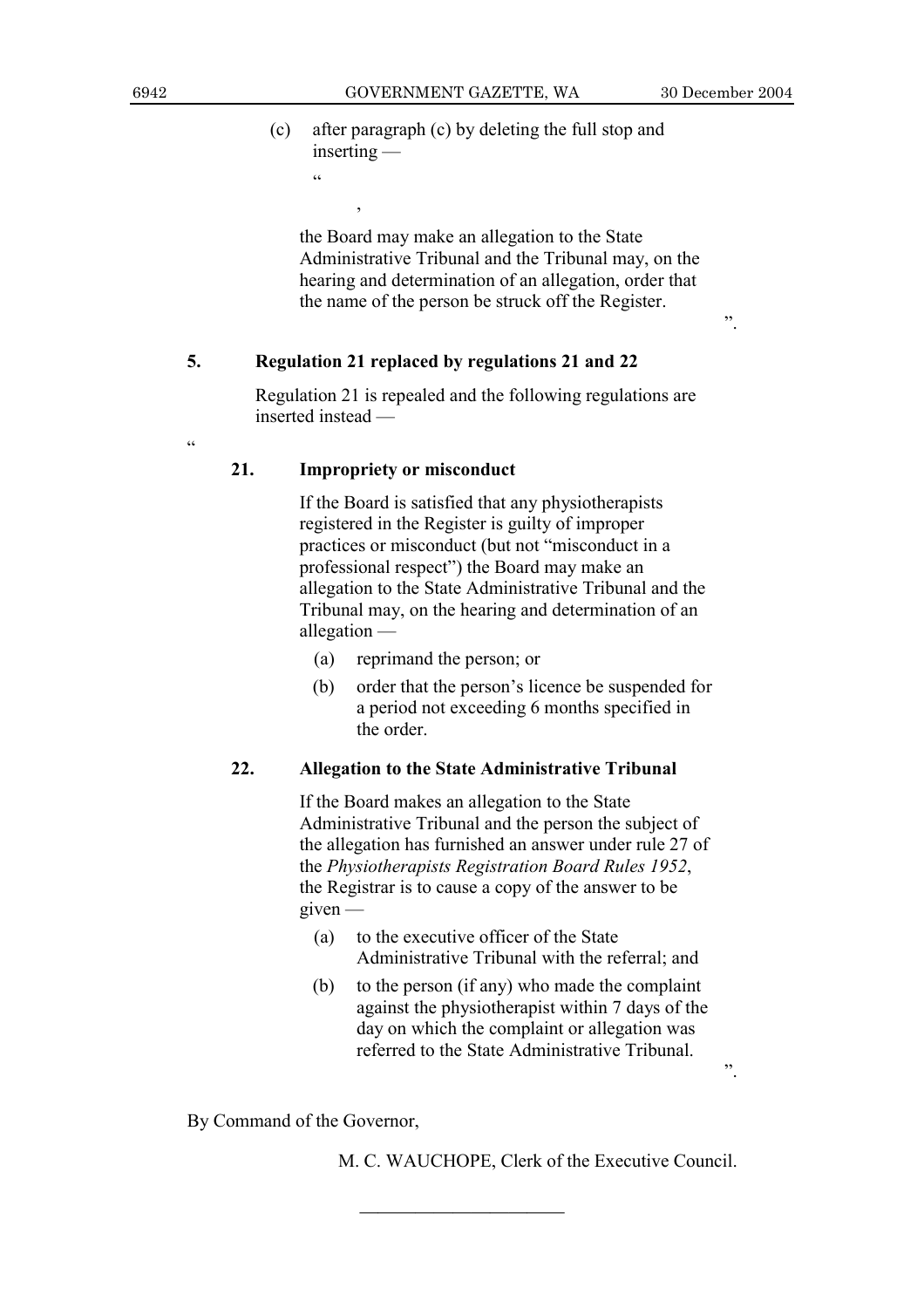(c) after paragraph (c) by deleting the full stop and inserting —

"

,

the Board may make an allegation to the State Administrative Tribunal and the Tribunal may, on the hearing and determination of an allegation, order that the name of the person be struck off the Register.

".

**5. Regulation 21 replaced by regulations 21 and 22**

Regulation 21 is repealed and the following regulations are inserted instead —

"

**21. Impropriety or misconduct**

If the Board is satisfied that any physiotherapists registered in the Register is guilty of improper practices or misconduct (but not "misconduct in a professional respect") the Board may make an allegation to the State Administrative Tribunal and the Tribunal may, on the hearing and determination of an allegation —

(a) reprimand the person; or

(b) order that the person's licence be suspended for a period not exceeding 6 months specified in the order.

**22. Allegation to the State Administrative Tribunal**

If the Board makes an allegation to the State Administrative Tribunal and the person the subject of the allegation has furnished an answer under rule 27 of the *Physiotherapists Registration Board Rules 1952*, the Registrar is to cause a copy of the answer to be given —

(a) to the executive officer of the State Administrative Tribunal with the referral; and

(b) to the person (if any) who made the complaint against the physiotherapist within 7 days of the day on which the complaint or allegation was referred to the State Administrative Tribunal.

".

By Command of the Governor,

M. C. WAUCHOPE, Clerk of the Executive Council.

---